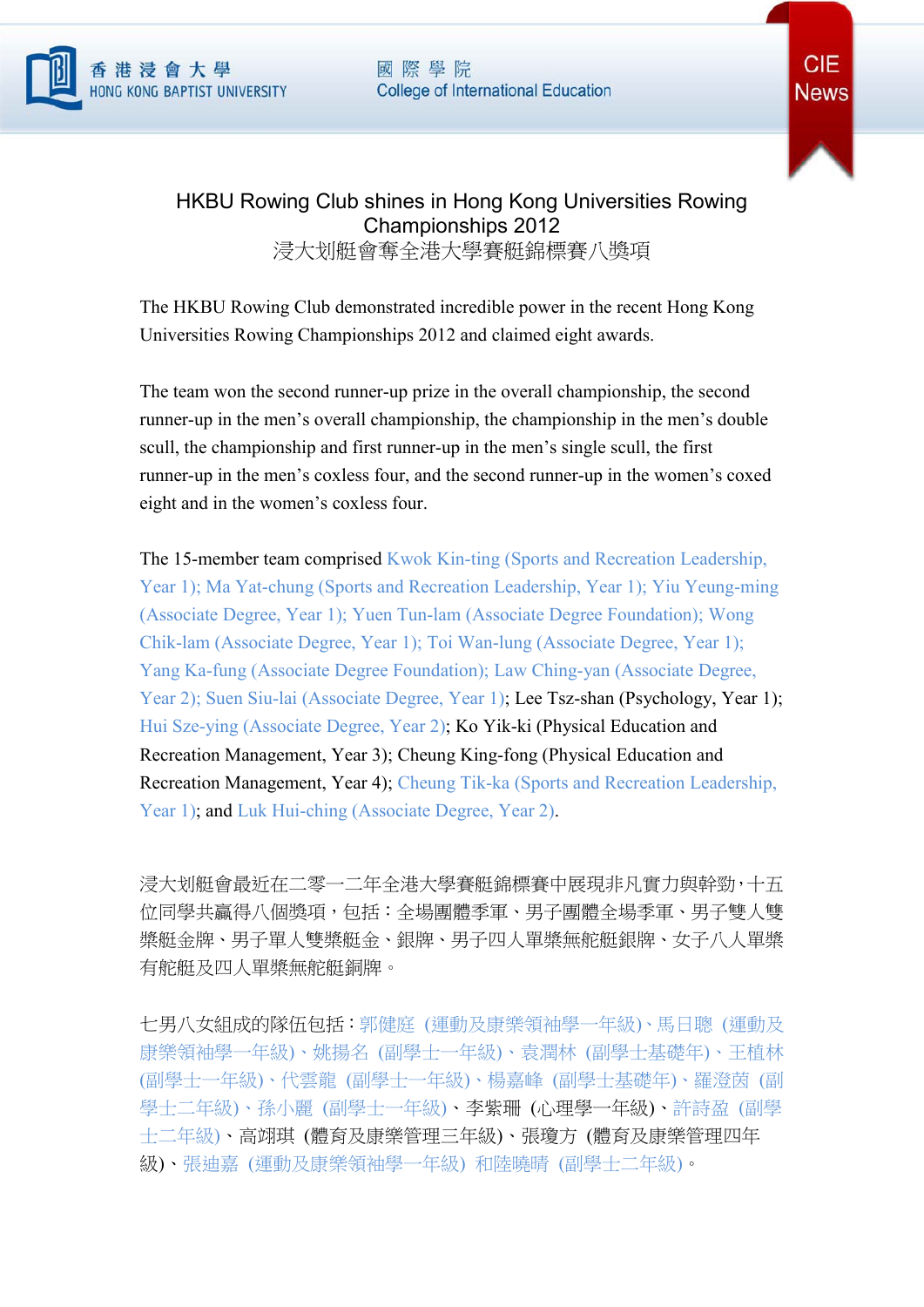# HKBU Rowing Club shines in Hong Kong Universities Rowing Championships 2012
# 浸大划艇會奪全港大學賽艇錦標賽八獎項

The HKBU Rowing Club demonstrated incredible power in the recent Hong Kong Universities Rowing Championships 2012 and claimed eight awards.

The team won the second runner-up prize in the overall championship, the second runner-up in the men's overall championship, the championship in the men's double scull, the championship and first runner-up in the men's single scull, the first runner-up in the men's coxless four, and the second runner-up in the women's coxed eight and in the women's coxless four.

The 15-member team comprised Kwok Kin-ting (Sports and Recreation Leadership, Year 1); Ma Yat-chung (Sports and Recreation Leadership, Year 1); Yiu Yeung-ming (Associate Degree, Year 1); Yuen Tun-lam (Associate Degree Foundation); Wong Chik-lam (Associate Degree, Year 1); Toi Wan-lung (Associate Degree, Year 1); Yang Ka-fung (Associate Degree Foundation); Law Ching-yan (Associate Degree, Year 2); Suen Siu-lai (Associate Degree, Year 1); Lee Tsz-shan (Psychology, Year 1); Hui Sze-ying (Associate Degree, Year 2); Ko Yik-ki (Physical Education and Recreation Management, Year 3); Cheung King-fong (Physical Education and Recreation Management, Year 4); Cheung Tik-ka (Sports and Recreation Leadership, Year 1); and Luk Hui-ching (Associate Degree, Year 2).

浸大划艇會最近在二零一二年全港大學賽艇錦標賽中展現非凡實力與幹勁，十五位同學共贏得八個獎項，包括：全場團體季軍、男子團體全場季軍、男子雙人雙槳艇金牌、男子單人雙槳艇金、銀牌、男子四人單槳無舵艇銀牌、女子八人單槳有舵艇及四人單槳無舵艇銅牌。

七男八女組成的隊伍包括：郭健庭 (運動及康樂領袖學一年級)、馬日聰 (運動及康樂領袖學一年級)、姚揚名 (副學士一年級)、袁潤林 (副學士基礎年)、王植林 (副學士一年級)、代雲龍 (副學士一年級)、楊嘉峰 (副學士基礎年)、羅澄茵 (副學士二年級)、孫小麗 (副學士一年級)、李紫珊 (心理學一年級)、許詩盈 (副學士二年級)、高翊琪 (體育及康樂管理三年級)、張瓊方 (體育及康樂管理四年級)、張迪嘉 (運動及康樂領袖學一年級) 和陸曉晴 (副學士二年級)。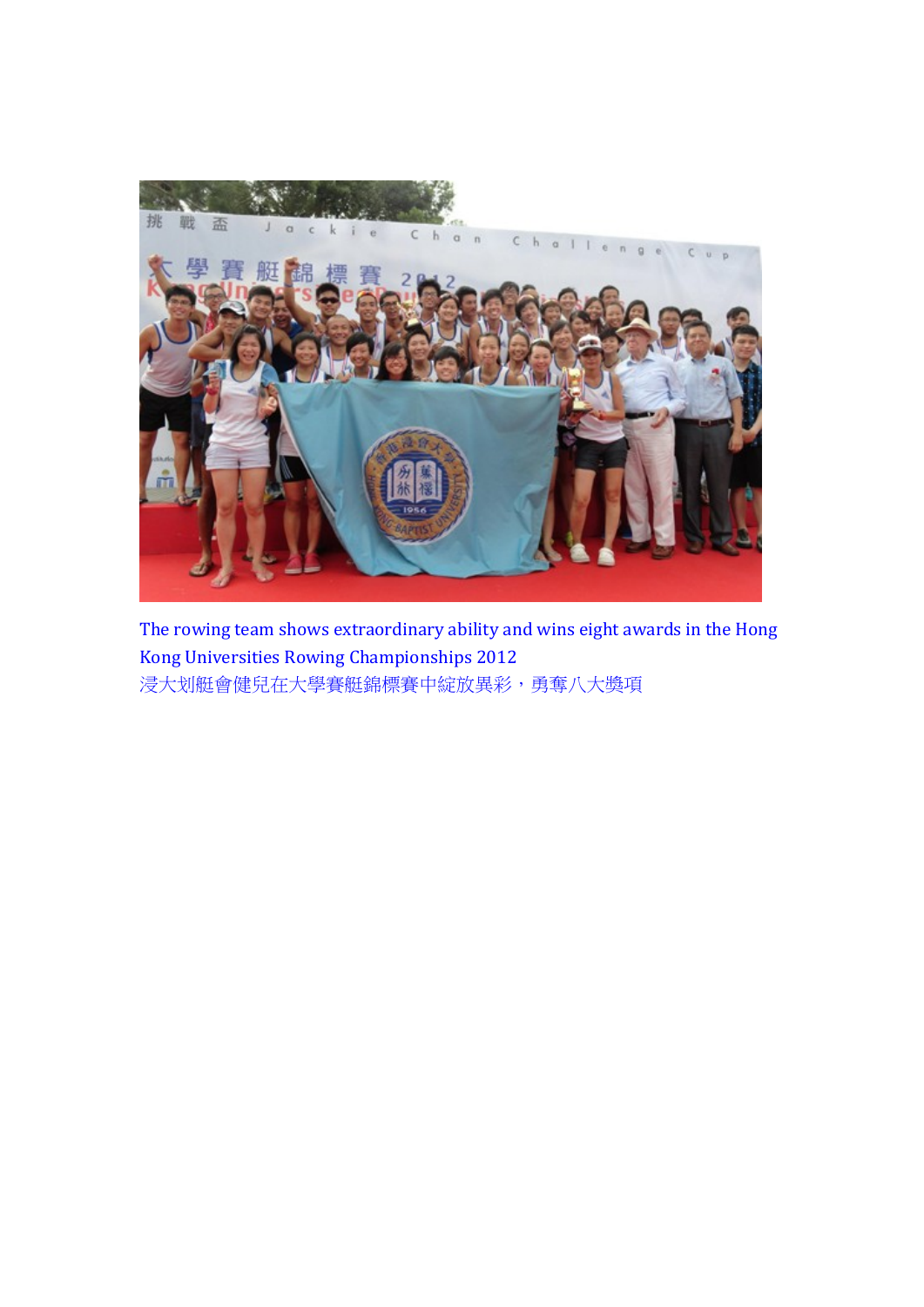The rowing team shows extraordinary ability and wins eight awards in the Hong Kong Universities Rowing Championships 2012

浸大划艇會健兒在大學賽艇錦標賽中綻放異彩，勇奪八大獎項